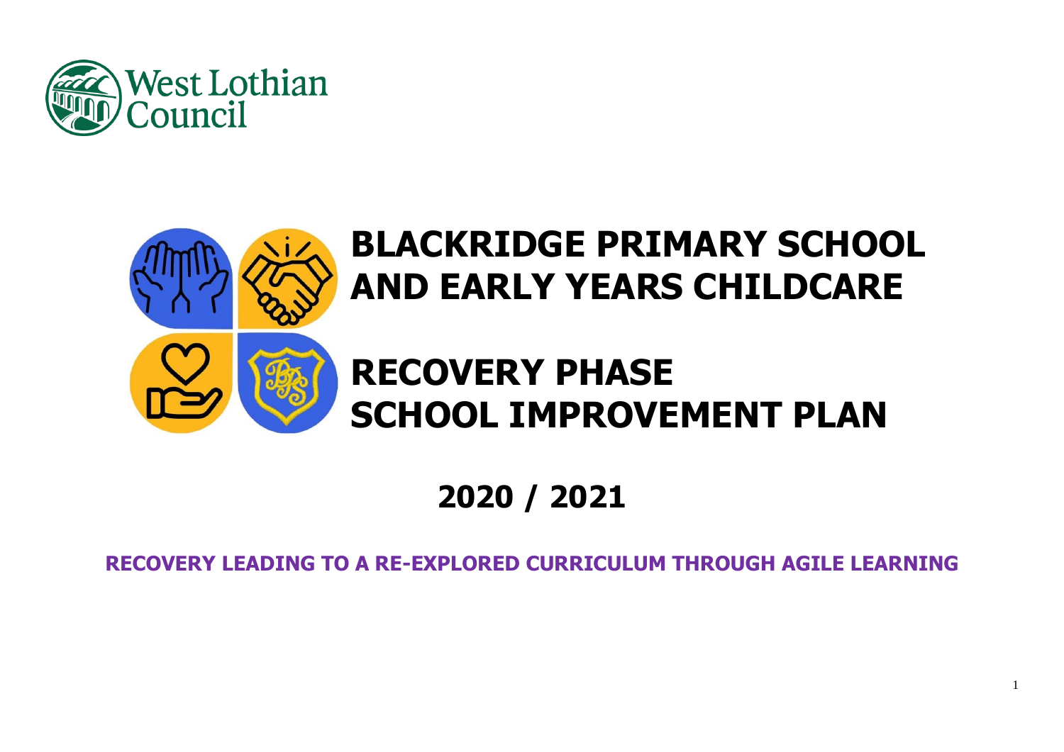West Lothian Council

# BLACKRIDGE PRIMARY SCHOOL AND EARLY YEARS CHILDCARE

# RECOVERY PHASE SCHOOL IMPROVEMENT PLAN

## 2020 / 2021

**RECOVERY LEADING TO A RE-EXPLORED CURRICULUM THROUGH AGILE LEARNING**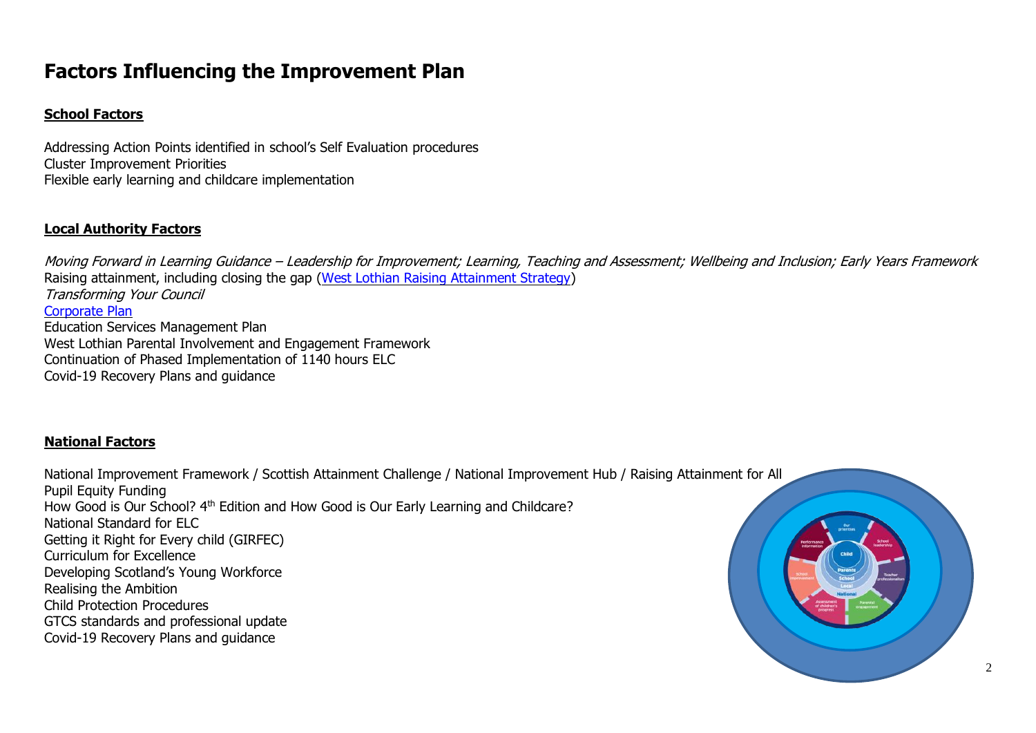# Factors Influencing the Improvement Plan

## School Factors

Addressing Action Points identified in school's Self Evaluation procedures
Cluster Improvement Priorities
Flexible early learning and childcare implementation

## Local Authority Factors

*Moving Forward in Learning Guidance – Leadership for Improvement; Learning, Teaching and Assessment; Wellbeing and Inclusion; Early Years Framework*
Raising attainment, including closing the gap (West Lothian Raising Attainment Strategy)
*Transforming Your Council*
Corporate Plan
Education Services Management Plan
West Lothian Parental Involvement and Engagement Framework
Continuation of Phased Implementation of 1140 hours ELC
Covid-19 Recovery Plans and guidance

## National Factors

National Improvement Framework / Scottish Attainment Challenge / National Improvement Hub / Raising Attainment for All
Pupil Equity Funding
How Good is Our School? 4th Edition and How Good is Our Early Learning and Childcare?
National Standard for ELC
Getting it Right for Every child (GIRFEC)
Curriculum for Excellence
Developing Scotland's Young Workforce
Realising the Ambition
Child Protection Procedures
GTCS standards and professional update
Covid-19 Recovery Plans and guidance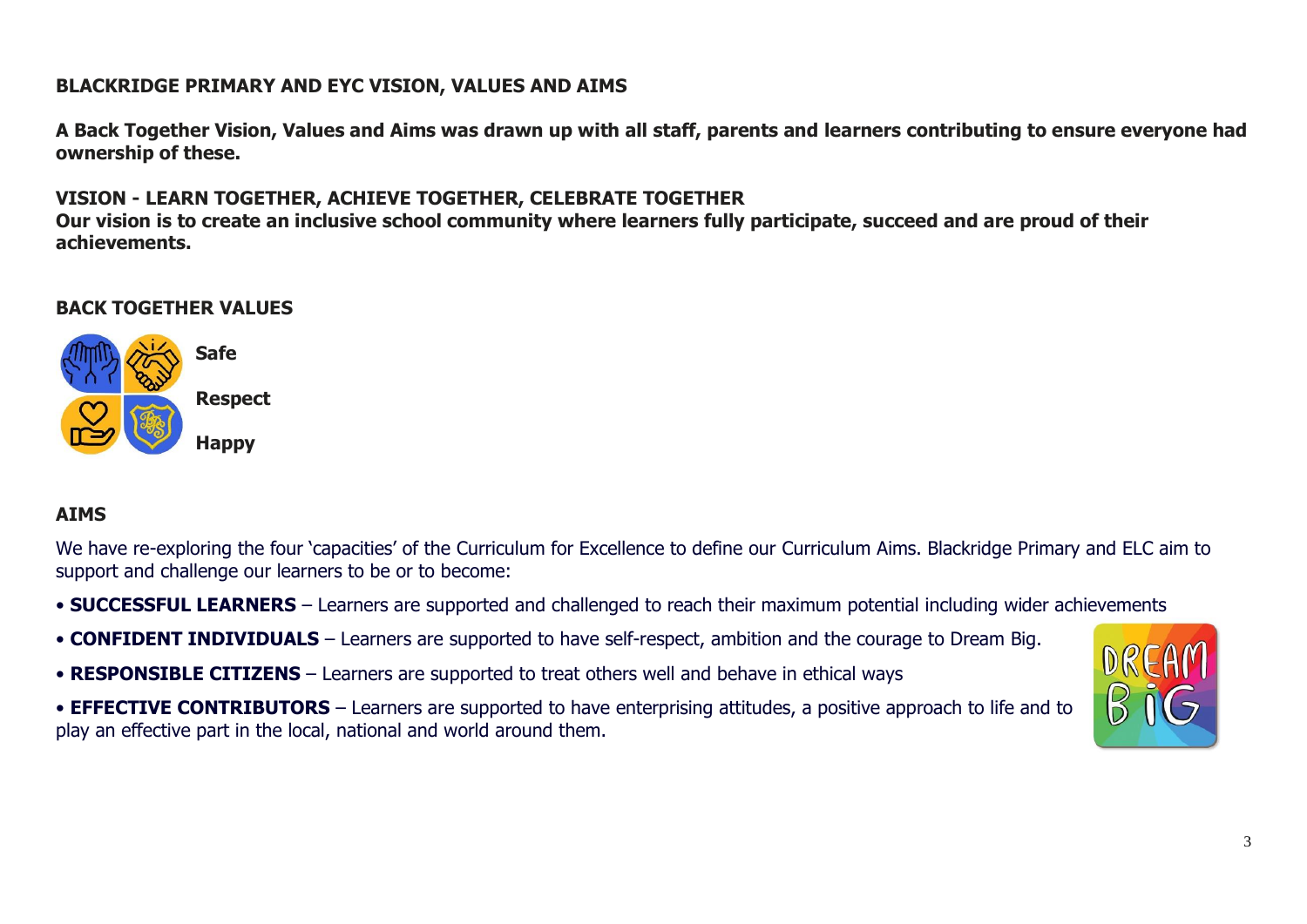# BLACKRIDGE PRIMARY AND EYC VISION, VALUES AND AIMS

**A Back Together Vision, Values and Aims was drawn up with all staff, parents and learners contributing to ensure everyone had ownership of these.**

## VISION - LEARN TOGETHER, ACHIEVE TOGETHER, CELEBRATE TOGETHER

**Our vision is to create an inclusive school community where learners fully participate, succeed and are proud of their achievements.**

## BACK TOGETHER VALUES

**Safe**

**Respect**

**Happy**

## AIMS

We have re-exploring the four 'capacities' of the Curriculum for Excellence to define our Curriculum Aims. Blackridge Primary and ELC aim to support and challenge our learners to be or to become:

- **SUCCESSFUL LEARNERS** – Learners are supported and challenged to reach their maximum potential including wider achievements
- **CONFIDENT INDIVIDUALS** – Learners are supported to have self-respect, ambition and the courage to Dream Big.
- **RESPONSIBLE CITIZENS** – Learners are supported to treat others well and behave in ethical ways
- **EFFECTIVE CONTRIBUTORS** – Learners are supported to have enterprising attitudes, a positive approach to life and to play an effective part in the local, national and world around them.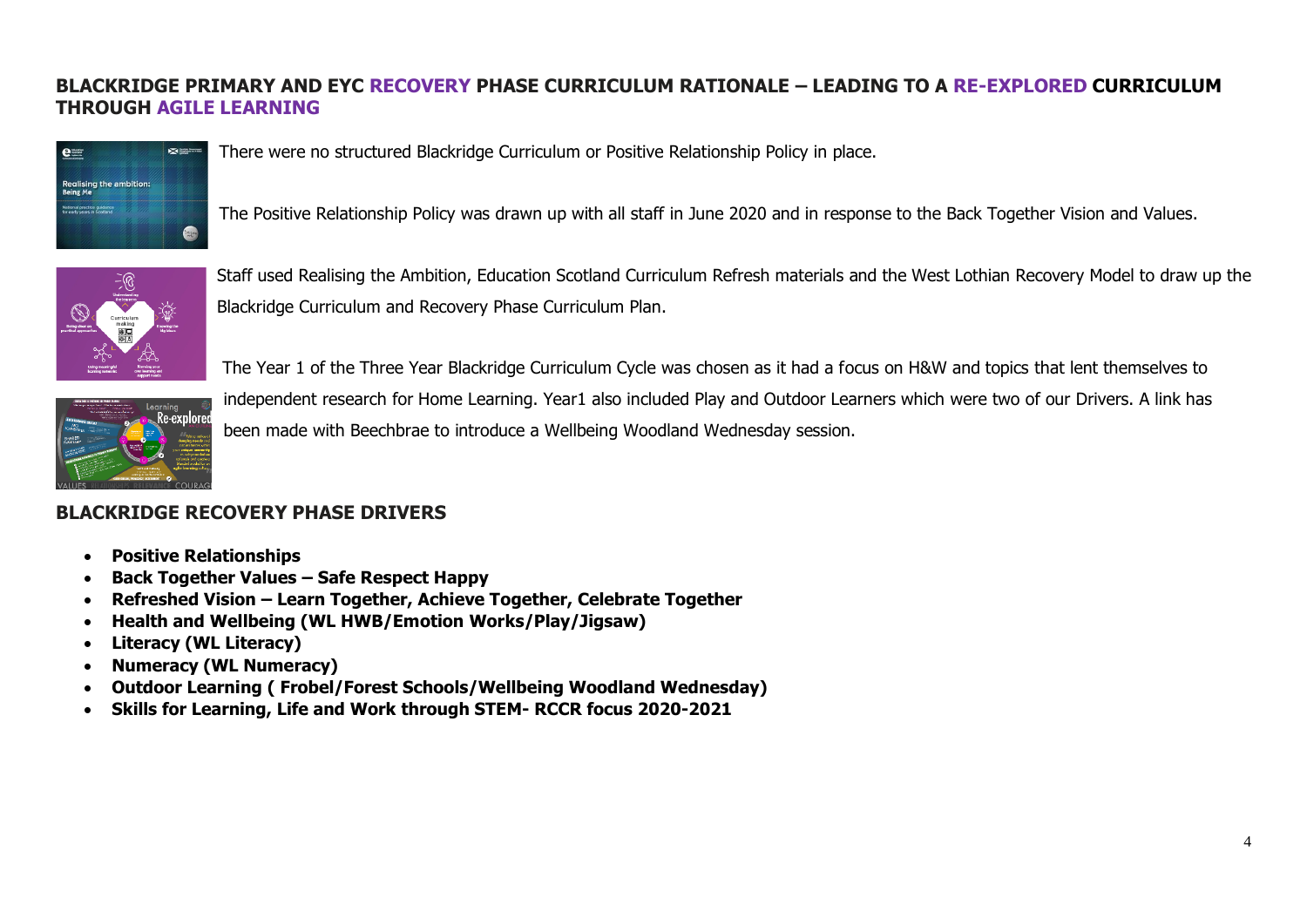## BLACKRIDGE PRIMARY AND EYC RECOVERY PHASE CURRICULUM RATIONALE – LEADING TO A RE-EXPLORED CURRICULUM THROUGH AGILE LEARNING

There were no structured Blackridge Curriculum or Positive Relationship Policy in place.

The Positive Relationship Policy was drawn up with all staff in June 2020 and in response to the Back Together Vision and Values.

Staff used Realising the Ambition, Education Scotland Curriculum Refresh materials and the West Lothian Recovery Model to draw up the Blackridge Curriculum and Recovery Phase Curriculum Plan.

The Year 1 of the Three Year Blackridge Curriculum Cycle was chosen as it had a focus on H&W and topics that lent themselves to independent research for Home Learning. Year1 also included Play and Outdoor Learners which were two of our Drivers. A link has been made with Beechbrae to introduce a Wellbeing Woodland Wednesday session.

## BLACKRIDGE RECOVERY PHASE DRIVERS

- **Positive Relationships**
- **Back Together Values – Safe Respect Happy**
- **Refreshed Vision – Learn Together, Achieve Together, Celebrate Together**
- **Health and Wellbeing (WL HWB/Emotion Works/Play/Jigsaw)**
- **Literacy (WL Literacy)**
- **Numeracy (WL Numeracy)**
- **Outdoor Learning ( Frobel/Forest Schools/Wellbeing Woodland Wednesday)**
- **Skills for Learning, Life and Work through STEM- RCCR focus 2020-2021**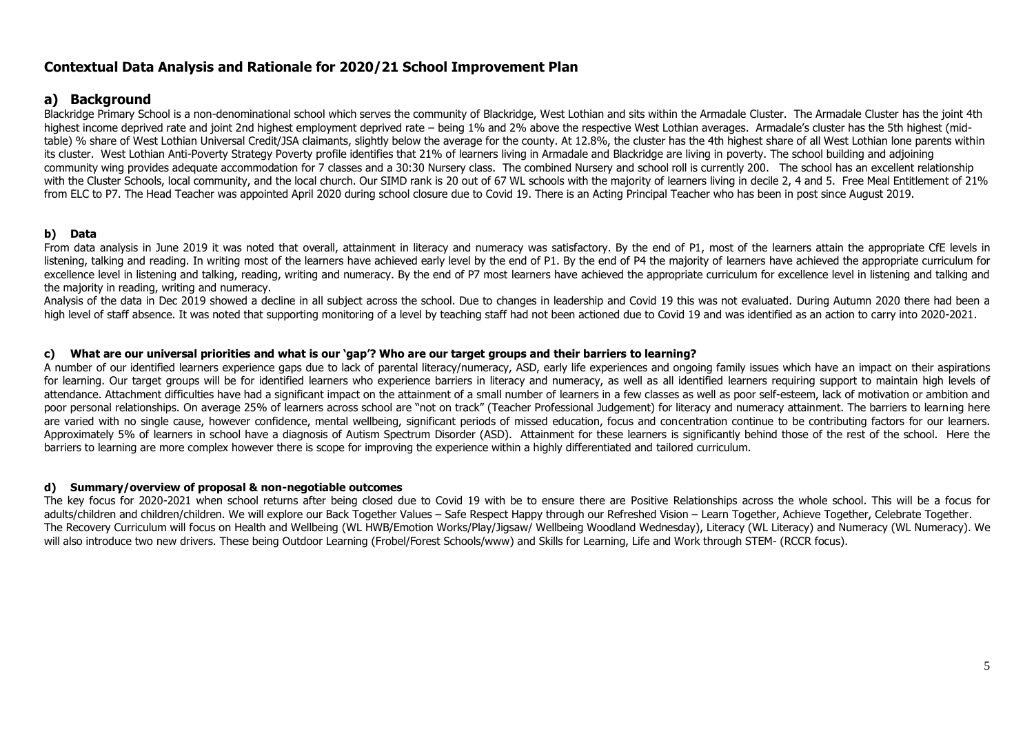# Contextual Data Analysis and Rationale for 2020/21 School Improvement Plan

## a) Background

Blackridge Primary School is a non-denominational school which serves the community of Blackridge, West Lothian and sits within the Armadale Cluster. The Armadale Cluster has the joint 4th highest income deprived rate and joint 2nd highest employment deprived rate – being 1% and 2% above the respective West Lothian averages. Armadale's cluster has the 5th highest (mid-table) % share of West Lothian Universal Credit/JSA claimants, slightly below the average for the county. At 12.8%, the cluster has the 4th highest share of all West Lothian lone parents within its cluster. West Lothian Anti-Poverty Strategy Poverty profile identifies that 21% of learners living in Armadale and Blackridge are living in poverty. The school building and adjoining community wing provides adequate accommodation for 7 classes and a 30:30 Nursery class. The combined Nursery and school roll is currently 200. The school has an excellent relationship with the Cluster Schools, local community, and the local church. Our SIMD rank is 20 out of 67 WL schools with the majority of learners living in decile 2, 4 and 5. Free Meal Entitlement of 21% from ELC to P7. The Head Teacher was appointed April 2020 during school closure due to Covid 19. There is an Acting Principal Teacher who has been in post since August 2019.

### b) Data

From data analysis in June 2019 it was noted that overall, attainment in literacy and numeracy was satisfactory. By the end of P1, most of the learners attain the appropriate CfE levels in listening, talking and reading. In writing most of the learners have achieved early level by the end of P1. By the end of P4 the majority of learners have achieved the appropriate curriculum for excellence level in listening and talking, reading, writing and numeracy. By the end of P7 most learners have achieved the appropriate curriculum for excellence level in listening and talking and the majority in reading, writing and numeracy.

Analysis of the data in Dec 2019 showed a decline in all subject across the school. Due to changes in leadership and Covid 19 this was not evaluated. During Autumn 2020 there had been a high level of staff absence. It was noted that supporting monitoring of a level by teaching staff had not been actioned due to Covid 19 and was identified as an action to carry into 2020-2021.

### c) What are our universal priorities and what is our 'gap'? Who are our target groups and their barriers to learning?

A number of our identified learners experience gaps due to lack of parental literacy/numeracy, ASD, early life experiences and ongoing family issues which have an impact on their aspirations for learning. Our target groups will be for identified learners who experience barriers in literacy and numeracy, as well as all identified learners requiring support to maintain high levels of attendance. Attachment difficulties have had a significant impact on the attainment of a small number of learners in a few classes as well as poor self-esteem, lack of motivation or ambition and poor personal relationships. On average 25% of learners across school are "not on track" (Teacher Professional Judgement) for literacy and numeracy attainment. The barriers to learning here are varied with no single cause, however confidence, mental wellbeing, significant periods of missed education, focus and concentration continue to be contributing factors for our learners. Approximately 5% of learners in school have a diagnosis of Autism Spectrum Disorder (ASD). Attainment for these learners is significantly behind those of the rest of the school. Here the barriers to learning are more complex however there is scope for improving the experience within a highly differentiated and tailored curriculum.

### d) Summary/overview of proposal & non-negotiable outcomes

The key focus for 2020-2021 when school returns after being closed due to Covid 19 with be to ensure there are Positive Relationships across the whole school. This will be a focus for adults/children and children/children. We will explore our Back Together Values – Safe Respect Happy through our Refreshed Vision – Learn Together, Achieve Together, Celebrate Together. The Recovery Curriculum will focus on Health and Wellbeing (WL HWB/Emotion Works/Play/Jigsaw/ Wellbeing Woodland Wednesday), Literacy (WL Literacy) and Numeracy (WL Numeracy). We will also introduce two new drivers. These being Outdoor Learning (Frobel/Forest Schools/www) and Skills for Learning, Life and Work through STEM- (RCCR focus).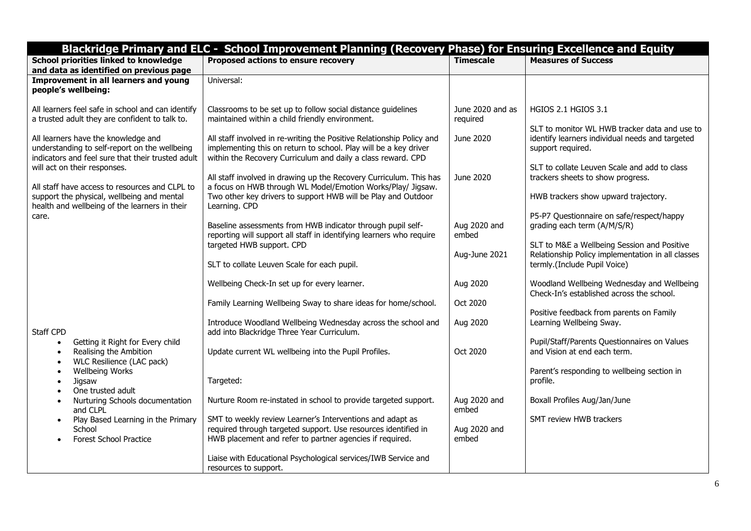| Blackridge Primary and ELC - School Improvement Planning (Recovery Phase) for Ensuring Excellence and Equity | | | |
|---|---|---|---|
| **School priorities linked to knowledge and data as identified on previous page** | **Proposed actions to ensure recovery** | **Timescale** | **Measures of Success** |
| **Improvement in all learners and young people's wellbeing:**<br><br>All learners feel safe in school and can identify a trusted adult they are confident to talk to.<br><br>All learners have the knowledge and understanding to self-report on the wellbeing indicators and feel sure that their trusted adult will act on their responses.<br><br>All staff have access to resources and CLPL to support the physical, wellbeing and mental health and wellbeing of the learners in their care.<br><br>Staff CPD<br>• Getting it Right for Every child<br>• Realising the Ambition<br>• WLC Resilience (LAC pack)<br>• Wellbeing Works<br>• Jigsaw<br>• One trusted adult<br>• Nurturing Schools documentation and CLPL<br>• Play Based Learning in the Primary School<br>• Forest School Practice | Universal:<br><br>Classrooms to be set up to follow social distance guidelines maintained within a child friendly environment.<br><br>All staff involved in re-writing the Positive Relationship Policy and implementing this on return to school. Play will be a key driver within the Recovery Curriculum and daily a class reward. CPD<br><br>All staff involved in drawing up the Recovery Curriculum. This has a focus on HWB through WL Model/Emotion Works/Play/ Jigsaw. Two other key drivers to support HWB will be Play and Outdoor Learning. CPD<br><br>Baseline assessments from HWB indicator through pupil self-reporting will support all staff in identifying learners who require targeted HWB support. CPD<br><br>SLT to collate Leuven Scale for each pupil.<br><br>Wellbeing Check-In set up for every learner.<br><br>Family Learning Wellbeing Sway to share ideas for home/school.<br><br>Introduce Woodland Wellbeing Wednesday across the school and add into Blackridge Three Year Curriculum.<br><br>Update current WL wellbeing into the Pupil Profiles.<br><br>Targeted:<br><br>Nurture Room re-instated in school to provide targeted support.<br><br>SMT to weekly review Learner's Interventions and adapt as required through targeted support. Use resources identified in HWB placement and refer to partner agencies if required.<br><br>Liaise with Educational Psychological services/IWB Service and resources to support. | June 2020 and as required<br><br>June 2020<br><br>June 2020<br><br>Aug 2020 and embed<br><br>Aug-June 2021<br><br>Aug 2020<br><br>Oct 2020<br><br>Aug 2020<br><br>Oct 2020<br><br>Aug 2020 and embed<br><br>Aug 2020 and embed | HGIOS 2.1 HGIOS 3.1<br><br>SLT to monitor WL HWB tracker data and use to identify learners individual needs and targeted support required.<br><br>SLT to collate Leuven Scale and add to class trackers sheets to show progress.<br><br>HWB trackers show upward trajectory.<br><br>P5-P7 Questionnaire on safe/respect/happy grading each term (A/M/S/R)<br><br>SLT to M&E a Wellbeing Session and Positive Relationship Policy implementation in all classes termly.(Include Pupil Voice)<br><br>Woodland Wellbeing Wednesday and Wellbeing Check-In's established across the school.<br><br>Positive feedback from parents on Family Learning Wellbeing Sway.<br><br>Pupil/Staff/Parents Questionnaires on Values and Vision at end each term.<br><br>Parent's responding to wellbeing section in profile.<br><br>Boxall Profiles Aug/Jan/June<br><br>SMT review HWB trackers |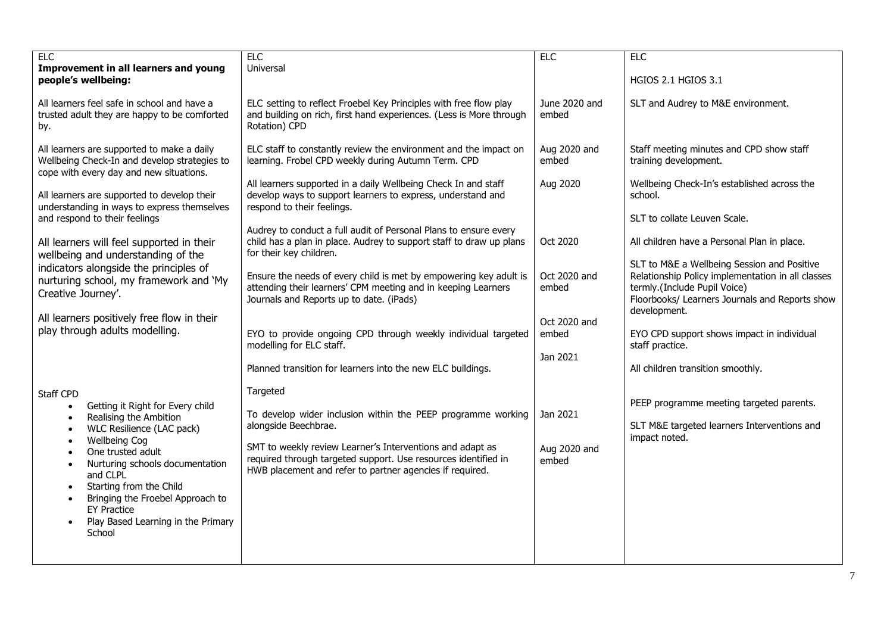| ELC | ELC | ELC | ELC |
|---|---|---|---|
| **Improvement in all learners and young people's wellbeing:**<br><br>All learners feel safe in school and have a trusted adult they are happy to be comforted by.<br><br>All learners are supported to make a daily Wellbeing Check-In and develop strategies to cope with every day and new situations.<br><br>All learners are supported to develop their understanding in ways to express themselves and respond to their feelings<br><br>All learners will feel supported in their wellbeing and understanding of the indicators alongside the principles of nurturing school, my framework and 'My Creative Journey'.<br><br>All learners positively free flow in their play through adults modelling.<br><br>Staff CPD<br>• Getting it Right for Every child<br>• Realising the Ambition<br>• WLC Resilience (LAC pack)<br>• Wellbeing Cog<br>• One trusted adult<br>• Nurturing schools documentation and CLPL<br>• Starting from the Child<br>• Bringing the Froebel Approach to EY Practice<br>• Play Based Learning in the Primary School | Universal<br><br>ELC setting to reflect Froebel Key Principles with free flow play and building on rich, first hand experiences. (Less is More through Rotation) CPD<br><br>ELC staff to constantly review the environment and the impact on learning. Frobel CPD weekly during Autumn Term. CPD<br><br>All learners supported in a daily Wellbeing Check In and staff develop ways to support learners to express, understand and respond to their feelings.<br><br>Audrey to conduct a full audit of Personal Plans to ensure every child has a plan in place. Audrey to support staff to draw up plans for their key children.<br><br>Ensure the needs of every child is met by empowering key adult is attending their learners' CPM meeting and in keeping Learners Journals and Reports up to date. (iPads)<br><br>EYO to provide ongoing CPD through weekly individual targeted modelling for ELC staff.<br><br>Planned transition for learners into the new ELC buildings.<br><br>Targeted<br><br>To develop wider inclusion within the PEEP programme working alongside Beechbrae.<br><br>SMT to weekly review Learner's Interventions and adapt as required through targeted support. Use resources identified in HWB placement and refer to partner agencies if required. | June 2020 and embed<br><br>Aug 2020 and embed<br><br>Aug 2020<br><br>Oct 2020<br><br>Oct 2020 and embed<br><br>Oct 2020 and embed<br><br>Jan 2021<br><br>Jan 2021<br><br>Aug 2020 and embed | HGIOS 2.1 HGIOS 3.1<br><br>SLT and Audrey to M&E environment.<br><br>Staff meeting minutes and CPD show staff training development.<br><br>Wellbeing Check-In's established across the school.<br><br>SLT to collate Leuven Scale.<br><br>All children have a Personal Plan in place.<br><br>SLT to M&E a Wellbeing Session and Positive Relationship Policy implementation in all classes termly.(Include Pupil Voice)<br>Floorbooks/ Learners Journals and Reports show development.<br><br>EYO CPD support shows impact in individual staff practice.<br><br>All children transition smoothly.<br><br>PEEP programme meeting targeted parents.<br><br>SLT M&E targeted learners Interventions and impact noted. |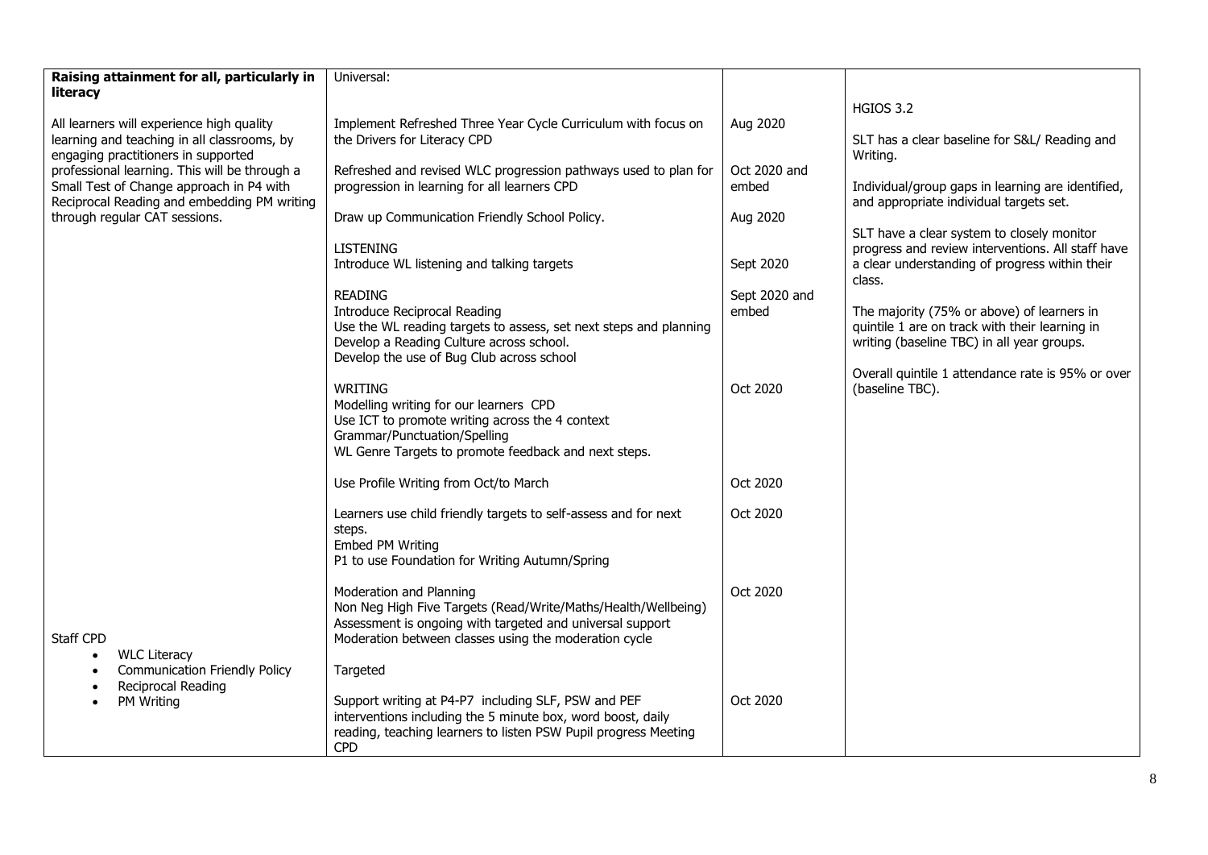| Raising attainment for all, particularly in literacy | Universal: | | |
|---|---|---|---|
| All learners will experience high quality learning and teaching in all classrooms, by engaging practitioners in supported professional learning. This will be through a Small Test of Change approach in P4 with Reciprocal Reading and embedding PM writing through regular CAT sessions. | Implement Refreshed Three Year Cycle Curriculum with focus on the Drivers for Literacy CPD<br><br>Refreshed and revised WLC progression pathways used to plan for progression in learning for all learners CPD<br><br>Draw up Communication Friendly School Policy. | Aug 2020<br><br>Oct 2020 and embed<br><br>Aug 2020 | HGIOS 3.2<br><br>SLT has a clear baseline for S&L/ Reading and Writing.<br><br>Individual/group gaps in learning are identified, and appropriate individual targets set.<br><br>SLT have a clear system to closely monitor progress and review interventions. All staff have a clear understanding of progress within their class.<br><br>The majority (75% or above) of learners in quintile 1 are on track with their learning in writing (baseline TBC) in all year groups.<br><br>Overall quintile 1 attendance rate is 95% or over (baseline TBC). |
| | LISTENING<br>Introduce WL listening and talking targets | Sept 2020 | |
| | READING<br>Introduce Reciprocal Reading<br>Use the WL reading targets to assess, set next steps and planning<br>Develop a Reading Culture across school.<br>Develop the use of Bug Club across school | Sept 2020 and embed | |
| | WRITING<br>Modelling writing for our learners CPD<br>Use ICT to promote writing across the 4 context<br>Grammar/Punctuation/Spelling<br>WL Genre Targets to promote feedback and next steps. | Oct 2020 | |
| | Use Profile Writing from Oct/to March | Oct 2020 | |
| | Learners use child friendly targets to self-assess and for next steps.<br>Embed PM Writing<br>P1 to use Foundation for Writing Autumn/Spring | Oct 2020 | |
| Staff CPD<br>• WLC Literacy<br>• Communication Friendly Policy<br>• Reciprocal Reading<br>• PM Writing | Moderation and Planning<br>Non Neg High Five Targets (Read/Write/Maths/Health/Wellbeing)<br>Assessment is ongoing with targeted and universal support<br>Moderation between classes using the moderation cycle | Oct 2020 | |
| | Targeted | | |
| | Support writing at P4-P7 including SLF, PSW and PEF interventions including the 5 minute box, word boost, daily reading, teaching learners to listen PSW Pupil progress Meeting CPD | Oct 2020 | |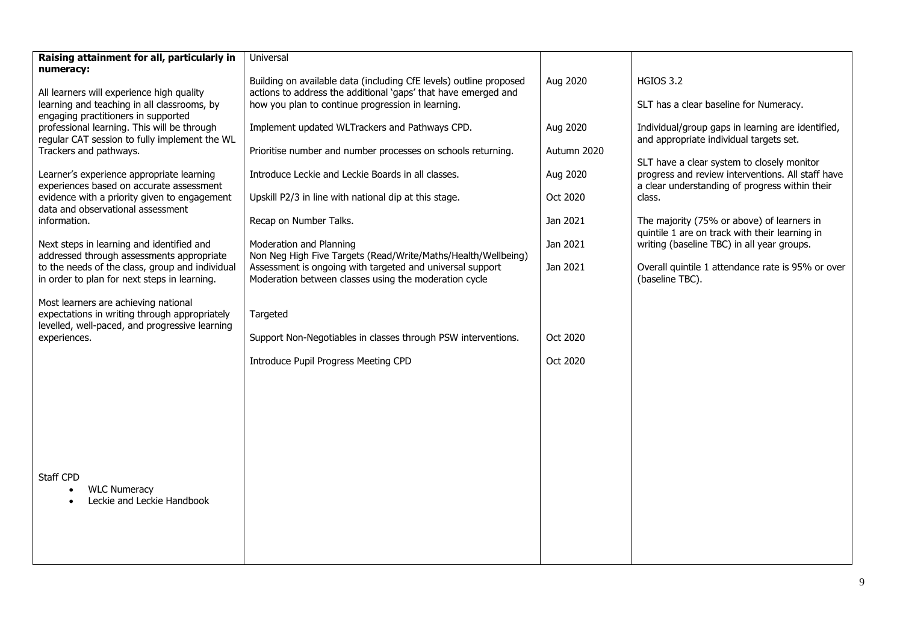| **Raising attainment for all, particularly in numeracy:**<br><br>All learners will experience high quality learning and teaching in all classrooms, by engaging practitioners in supported professional learning. This will be through regular CAT session to fully implement the WL Trackers and pathways.<br><br>Learner's experience appropriate learning experiences based on accurate assessment evidence with a priority given to engagement data and observational assessment information.<br><br>Next steps in learning and identified and addressed through assessments appropriate to the needs of the class, group and individual in order to plan for next steps in learning.<br><br>Most learners are achieving national expectations in writing through appropriately levelled, well-paced, and progressive learning experiences.<br><br><br><br><br>Staff CPD<br>• WLC Numeracy<br>• Leckie and Leckie Handbook | Universal<br><br>Building on available data (including CfE levels) outline proposed actions to address the additional 'gaps' that have emerged and how you plan to continue progression in learning.<br><br>Implement updated WLTrackers and Pathways CPD.<br><br>Prioritise number and number processes on schools returning.<br><br>Introduce Leckie and Leckie Boards in all classes.<br><br>Upskill P2/3 in line with national dip at this stage.<br><br>Recap on Number Talks.<br><br>Moderation and Planning<br>Non Neg High Five Targets (Read/Write/Maths/Health/Wellbeing)<br>Assessment is ongoing with targeted and universal support<br>Moderation between classes using the moderation cycle<br><br>Targeted<br><br>Support Non-Negotiables in classes through PSW interventions.<br><br>Introduce Pupil Progress Meeting CPD | <br><br>Aug 2020<br><br><br>Aug 2020<br><br>Autumn 2020<br><br>Aug 2020<br><br>Oct 2020<br><br>Jan 2021<br><br>Jan 2021<br><br>Jan 2021<br><br><br><br>Oct 2020<br><br>Oct 2020 | <br><br>HGIOS 3.2<br><br>SLT has a clear baseline for Numeracy.<br><br>Individual/group gaps in learning are identified, and appropriate individual targets set.<br><br>SLT have a clear system to closely monitor progress and review interventions. All staff have a clear understanding of progress within their class.<br><br>The majority (75% or above) of learners in quintile 1 are on track with their learning in writing (baseline TBC) in all year groups.<br><br>Overall quintile 1 attendance rate is 95% or over (baseline TBC). |
|---|---|---|---|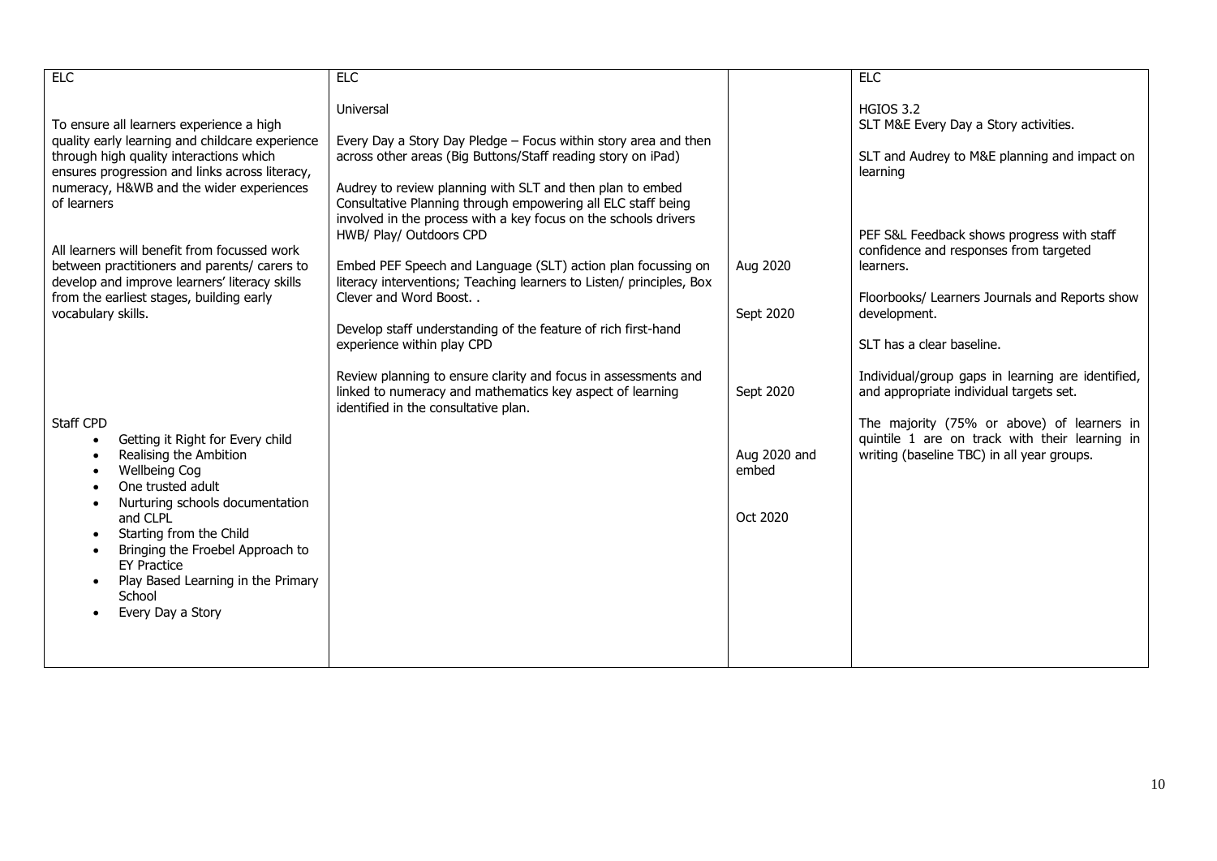| ELC | ELC | | ELC |
|---|---|---|---|
| To ensure all learners experience a high quality early learning and childcare experience through high quality interactions which ensures progression and links across literacy, numeracy, H&WB and the wider experiences of learners<br><br>All learners will benefit from focussed work between practitioners and parents/ carers to develop and improve learners' literacy skills from the earliest stages, building early vocabulary skills.<br><br>Staff CPD<br>• Getting it Right for Every child<br>• Realising the Ambition<br>• Wellbeing Cog<br>• One trusted adult<br>• Nurturing schools documentation and CLPL<br>• Starting from the Child<br>• Bringing the Froebel Approach to EY Practice<br>• Play Based Learning in the Primary School<br>• Every Day a Story | Universal<br><br>Every Day a Story Day Pledge – Focus within story area and then across other areas (Big Buttons/Staff reading story on iPad)<br><br>Audrey to review planning with SLT and then plan to embed Consultative Planning through empowering all ELC staff being involved in the process with a key focus on the schools drivers HWB/ Play/ Outdoors CPD<br><br>Embed PEF Speech and Language (SLT) action plan focussing on literacy interventions; Teaching learners to Listen/ principles, Box Clever and Word Boost. .<br><br>Develop staff understanding of the feature of rich first-hand experience within play CPD<br><br>Review planning to ensure clarity and focus in assessments and linked to numeracy and mathematics key aspect of learning identified in the consultative plan. | Aug 2020<br><br>Sept 2020<br><br>Sept 2020<br><br>Aug 2020 and embed<br><br>Oct 2020 | HGIOS 3.2<br>SLT M&E Every Day a Story activities.<br><br>SLT and Audrey to M&E planning and impact on learning<br><br>PEF S&L Feedback shows progress with staff confidence and responses from targeted learners.<br><br>Floorbooks/ Learners Journals and Reports show development.<br><br>SLT has a clear baseline.<br><br>Individual/group gaps in learning are identified, and appropriate individual targets set.<br><br>The majority (75% or above) of learners in quintile 1 are on track with their learning in writing (baseline TBC) in all year groups. |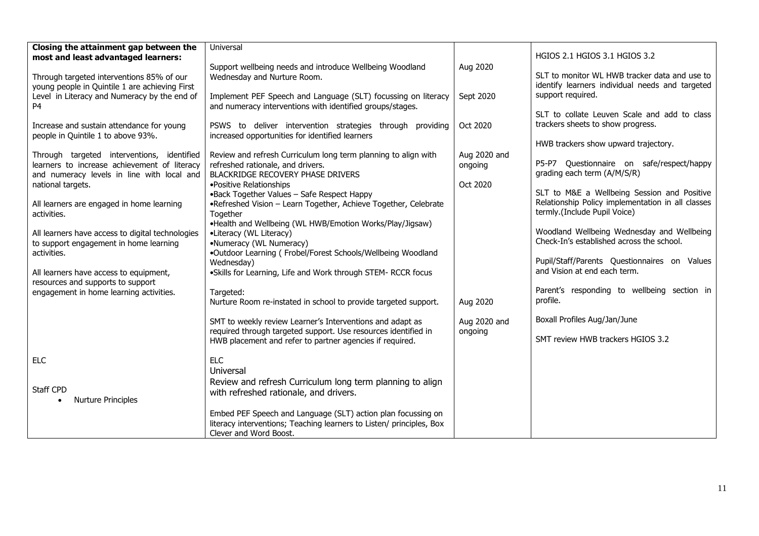| **Closing the attainment gap between the most and least advantaged learners:**<br><br>Through targeted interventions 85% of our young people in Quintile 1 are achieving First Level in Literacy and Numeracy by the end of P4<br><br>Increase and sustain attendance for young people in Quintile 1 to above 93%.<br><br>Through targeted interventions, identified learners to increase achievement of literacy and numeracy levels in line with local and national targets.<br><br>All learners are engaged in home learning activities.<br><br>All learners have access to digital technologies to support engagement in home learning activities.<br><br>All learners have access to equipment, resources and supports to support engagement in home learning activities. | Universal<br><br>Support wellbeing needs and introduce Wellbeing Woodland Wednesday and Nurture Room.<br><br>Implement PEF Speech and Language (SLT) focussing on literacy and numeracy interventions with identified groups/stages.<br><br>PSWS to deliver intervention strategies through providing increased opportunities for identified learners<br><br>Review and refresh Curriculum long term planning to align with refreshed rationale, and drivers.<br>BLACKRIDGE RECOVERY PHASE DRIVERS<br>•Positive Relationships<br>•Back Together Values – Safe Respect Happy<br>•Refreshed Vision – Learn Together, Achieve Together, Celebrate Together<br>•Health and Wellbeing (WL HWB/Emotion Works/Play/Jigsaw)<br>•Literacy (WL Literacy)<br>•Numeracy (WL Numeracy)<br>•Outdoor Learning ( Frobel/Forest Schools/Wellbeing Woodland Wednesday)<br>•Skills for Learning, Life and Work through STEM- RCCR focus<br><br>Targeted:<br>Nurture Room re-instated in school to provide targeted support.<br><br>SMT to weekly review Learner's Interventions and adapt as required through targeted support. Use resources identified in HWB placement and refer to partner agencies if required. | Aug 2020<br><br>Sept 2020<br><br>Oct 2020<br><br>Aug 2020 and ongoing<br><br>Oct 2020<br><br>Aug 2020<br><br>Aug 2020 and ongoing | HGIOS 2.1 HGIOS 3.1 HGIOS 3.2<br><br>SLT to monitor WL HWB tracker data and use to identify learners individual needs and targeted support required.<br><br>SLT to collate Leuven Scale and add to class trackers sheets to show progress.<br><br>HWB trackers show upward trajectory.<br><br>P5-P7 Questionnaire on safe/respect/happy grading each term (A/M/S/R)<br><br>SLT to M&E a Wellbeing Session and Positive Relationship Policy implementation in all classes termly.(Include Pupil Voice)<br><br>Woodland Wellbeing Wednesday and Wellbeing Check-In's established across the school.<br><br>Pupil/Staff/Parents Questionnaires on Values and Vision at end each term.<br><br>Parent's responding to wellbeing section in profile.<br><br>Boxall Profiles Aug/Jan/June<br><br>SMT review HWB trackers HGIOS 3.2 |
|---|---|---|---|
| ELC<br><br>Staff CPD<br>• Nurture Principles | ELC<br>Universal<br>Review and refresh Curriculum long term planning to align with refreshed rationale, and drivers.<br><br>Embed PEF Speech and Language (SLT) action plan focussing on literacy interventions; Teaching learners to Listen/ principles, Box Clever and Word Boost. | | |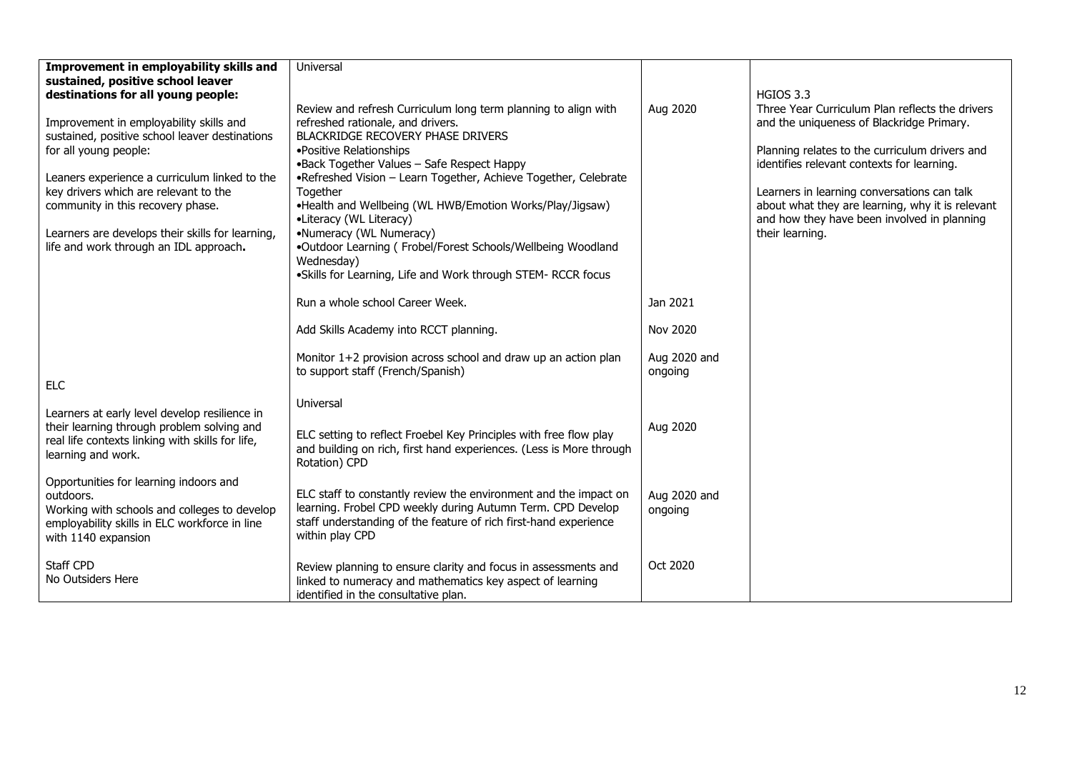| | | | |
|---|---|---|---|
| **Improvement in employability skills and sustained, positive school leaver destinations for all young people:**<br><br>Improvement in employability skills and sustained, positive school leaver destinations for all young people:<br><br>Leaners experience a curriculum linked to the key drivers which are relevant to the community in this recovery phase.<br><br>Learners are develops their skills for learning, life and work through an IDL approach**.** | Universal<br><br>Review and refresh Curriculum long term planning to align with refreshed rationale, and drivers.<br>BLACKRIDGE RECOVERY PHASE DRIVERS<br>•Positive Relationships<br>•Back Together Values – Safe Respect Happy<br>•Refreshed Vision – Learn Together, Achieve Together, Celebrate Together<br>•Health and Wellbeing (WL HWB/Emotion Works/Play/Jigsaw)<br>•Literacy (WL Literacy)<br>•Numeracy (WL Numeracy)<br>•Outdoor Learning ( Frobel/Forest Schools/Wellbeing Woodland Wednesday)<br>•Skills for Learning, Life and Work through STEM- RCCR focus | Aug 2020 | HGIOS 3.3<br>Three Year Curriculum Plan reflects the drivers and the uniqueness of Blackridge Primary.<br><br>Planning relates to the curriculum drivers and identifies relevant contexts for learning.<br><br>Learners in learning conversations can talk about what they are learning, why it is relevant and how they have been involved in planning their learning. |
| | Run a whole school Career Week. | Jan 2021 | |
| | Add Skills Academy into RCCT planning. | Nov 2020 | |
| | Monitor 1+2 provision across school and draw up an action plan to support staff (French/Spanish) | Aug 2020 and ongoing | |
| ELC<br><br>Learners at early level develop resilience in their learning through problem solving and real life contexts linking with skills for life, learning and work. | Universal<br><br>ELC setting to reflect Froebel Key Principles with free flow play and building on rich, first hand experiences. (Less is More through Rotation) CPD | Aug 2020 | |
| Opportunities for learning indoors and outdoors.<br>Working with schools and colleges to develop employability skills in ELC workforce in line with 1140 expansion | ELC staff to constantly review the environment and the impact on learning. Frobel CPD weekly during Autumn Term. CPD Develop staff understanding of the feature of rich first-hand experience within play CPD | Aug 2020 and ongoing | |
| Staff CPD<br>No Outsiders Here | Review planning to ensure clarity and focus in assessments and linked to numeracy and mathematics key aspect of learning identified in the consultative plan. | Oct 2020 | |